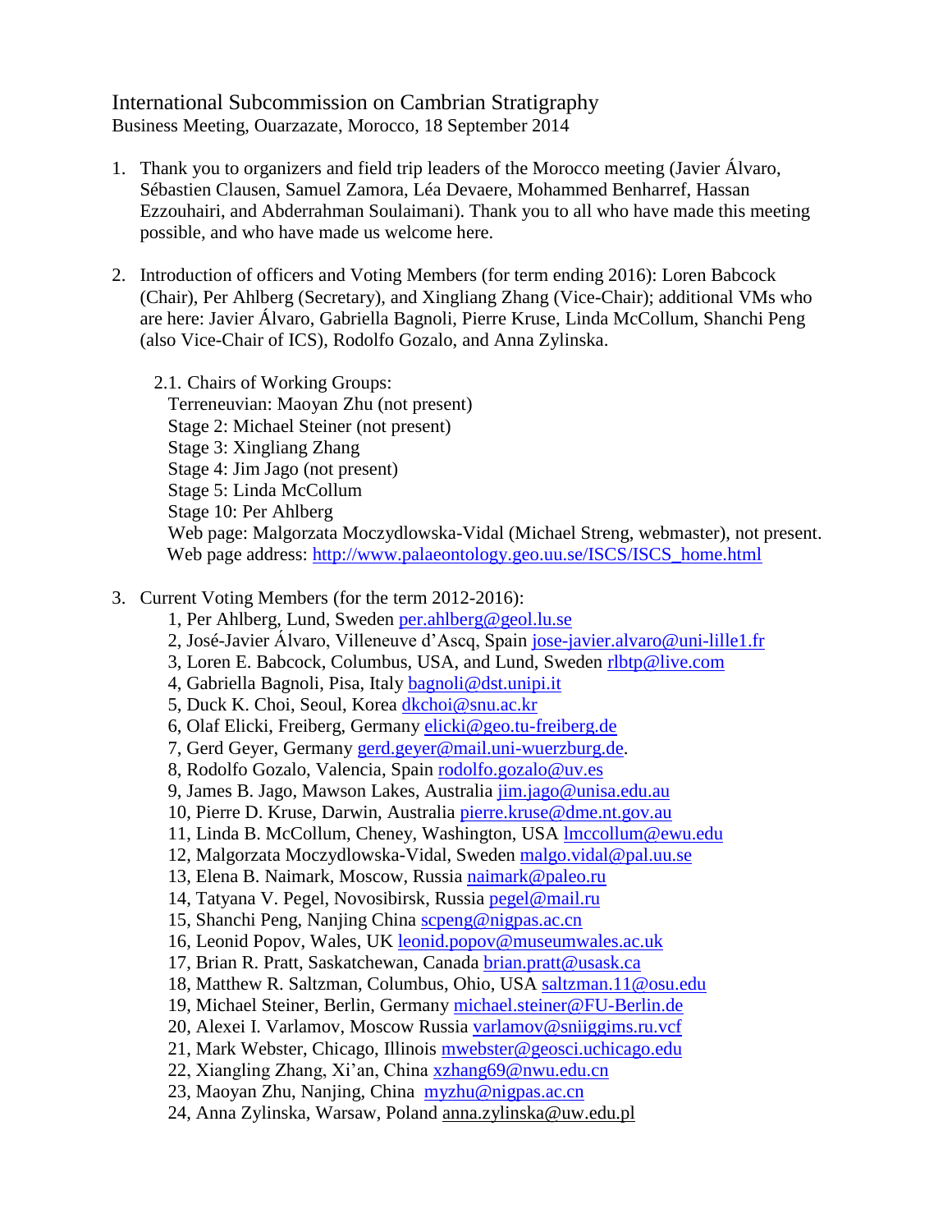# International Subcommission on Cambrian Stratigraphy

Business Meeting, Ouarzazate, Morocco, 18 September 2014

1. Thank you to organizers and field trip leaders of the Morocco meeting (Javier Álvaro, Sébastien Clausen, Samuel Zamora, Léa Devaere, Mohammed Benharref, Hassan Ezzouhairi, and Abderrahman Soulaimani). Thank you to all who have made this meeting possible, and who have made us welcome here.

2. Introduction of officers and Voting Members (for term ending 2016): Loren Babcock (Chair), Per Ahlberg (Secretary), and Xingliang Zhang (Vice-Chair); additional VMs who are here: Javier Álvaro, Gabriella Bagnoli, Pierre Kruse, Linda McCollum, Shanchi Peng (also Vice-Chair of ICS), Rodolfo Gozalo, and Anna Zylinska.

   2.1. Chairs of Working Groups:
   Terreneuvian: Maoyan Zhu (not present)
   Stage 2: Michael Steiner (not present)
   Stage 3: Xingliang Zhang
   Stage 4: Jim Jago (not present)
   Stage 5: Linda McCollum
   Stage 10: Per Ahlberg
   Web page: Malgorzata Moczydlowska-Vidal (Michael Streng, webmaster), not present.
   Web page address: http://www.palaeontology.geo.uu.se/ISCS/ISCS_home.html

3. Current Voting Members (for the term 2012-2016):
   1, Per Ahlberg, Lund, Sweden per.ahlberg@geol.lu.se
   2, José-Javier Álvaro, Villeneuve d'Ascq, Spain jose-javier.alvaro@uni-lille1.fr
   3, Loren E. Babcock, Columbus, USA, and Lund, Sweden rlbtp@live.com
   4, Gabriella Bagnoli, Pisa, Italy bagnoli@dst.unipi.it
   5, Duck K. Choi, Seoul, Korea dkchoi@snu.ac.kr
   6, Olaf Elicki, Freiberg, Germany elicki@geo.tu-freiberg.de
   7, Gerd Geyer, Germany gerd.geyer@mail.uni-wuerzburg.de.
   8, Rodolfo Gozalo, Valencia, Spain rodolfo.gozalo@uv.es
   9, James B. Jago, Mawson Lakes, Australia jim.jago@unisa.edu.au
   10, Pierre D. Kruse, Darwin, Australia pierre.kruse@dme.nt.gov.au
   11, Linda B. McCollum, Cheney, Washington, USA lmccollum@ewu.edu
   12, Malgorzata Moczydlowska-Vidal, Sweden malgo.vidal@pal.uu.se
   13, Elena B. Naimark, Moscow, Russia naimark@paleo.ru
   14, Tatyana V. Pegel, Novosibirsk, Russia pegel@mail.ru
   15, Shanchi Peng, Nanjing China scpeng@nigpas.ac.cn
   16, Leonid Popov, Wales, UK leonid.popov@museumwales.ac.uk
   17, Brian R. Pratt, Saskatchewan, Canada brian.pratt@usask.ca
   18, Matthew R. Saltzman, Columbus, Ohio, USA saltzman.11@osu.edu
   19, Michael Steiner, Berlin, Germany michael.steiner@FU-Berlin.de
   20, Alexei I. Varlamov, Moscow Russia varlamov@sniiggims.ru.vcf
   21, Mark Webster, Chicago, Illinois mwebster@geosci.uchicago.edu
   22, Xiangling Zhang, Xi'an, China xzhang69@nwu.edu.cn
   23, Maoyan Zhu, Nanjing, China myzhu@nigpas.ac.cn
   24, Anna Zylinska, Warsaw, Poland anna.zylinska@uw.edu.pl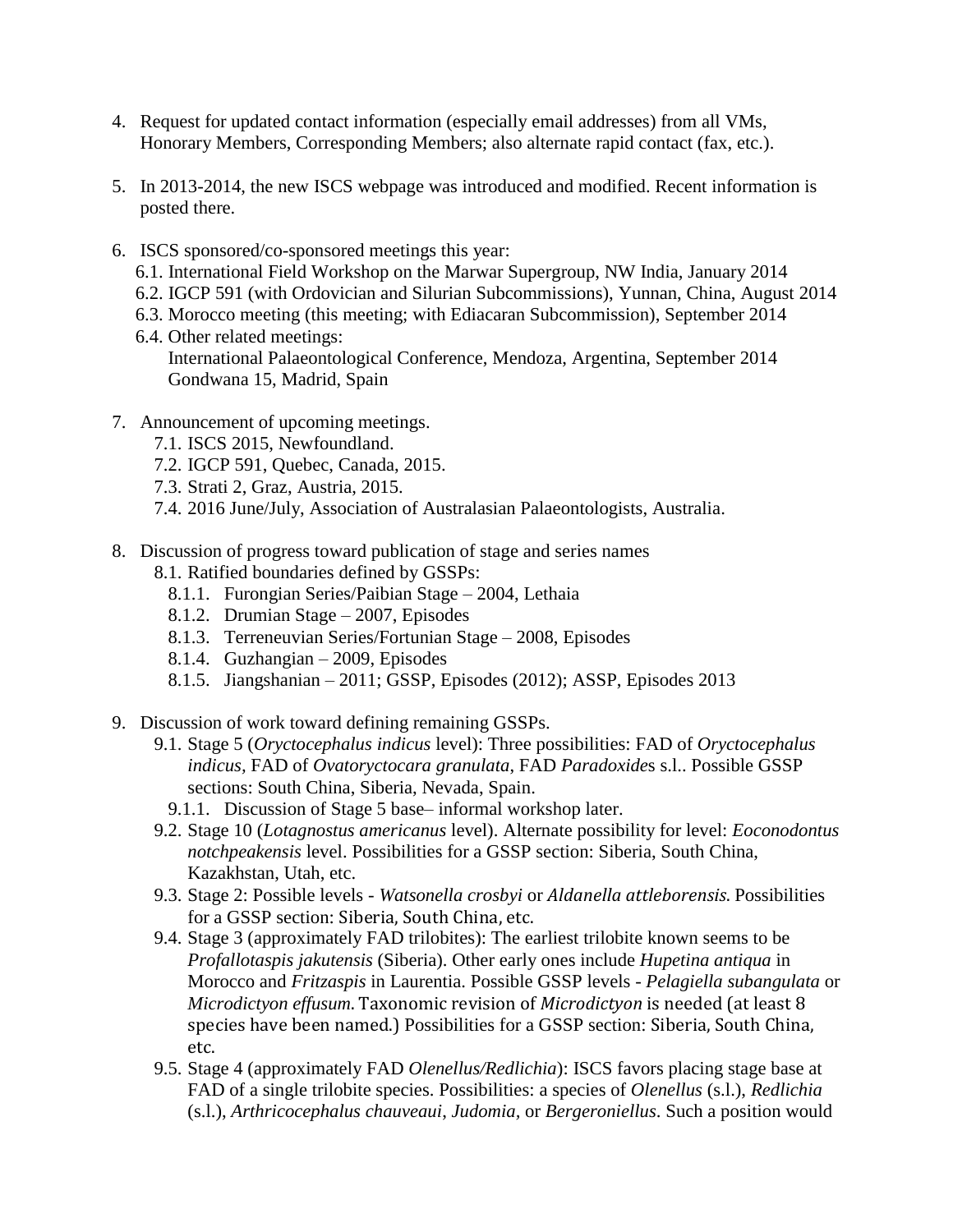4. Request for updated contact information (especially email addresses) from all VMs, Honorary Members, Corresponding Members; also alternate rapid contact (fax, etc.).

5. In 2013-2014, the new ISCS webpage was introduced and modified. Recent information is posted there.

6. ISCS sponsored/co-sponsored meetings this year:
   6.1. International Field Workshop on the Marwar Supergroup, NW India, January 2014
   6.2. IGCP 591 (with Ordovician and Silurian Subcommissions), Yunnan, China, August 2014
   6.3. Morocco meeting (this meeting; with Ediacaran Subcommission), September 2014
   6.4. Other related meetings:
   International Palaeontological Conference, Mendoza, Argentina, September 2014
   Gondwana 15, Madrid, Spain

7. Announcement of upcoming meetings.
   7.1. ISCS 2015, Newfoundland.
   7.2. IGCP 591, Quebec, Canada, 2015.
   7.3. Strati 2, Graz, Austria, 2015.
   7.4. 2016 June/July, Association of Australasian Palaeontologists, Australia.

8. Discussion of progress toward publication of stage and series names
   8.1. Ratified boundaries defined by GSSPs:
   8.1.1. Furongian Series/Paibian Stage – 2004, Lethaia
   8.1.2. Drumian Stage – 2007, Episodes
   8.1.3. Terreneuvian Series/Fortunian Stage – 2008, Episodes
   8.1.4. Guzhangian – 2009, Episodes
   8.1.5. Jiangshanian – 2011; GSSP, Episodes (2012); ASSP, Episodes 2013

9. Discussion of work toward defining remaining GSSPs.
   9.1. Stage 5 (*Oryctocephalus indicus* level): Three possibilities: FAD of *Oryctocephalus indicus*, FAD of *Ovatoryctocara granulata*, FAD *Paradoxide*s s.l.. Possible GSSP sections: South China, Siberia, Nevada, Spain.
   9.1.1. Discussion of Stage 5 base– informal workshop later.
   9.2. Stage 10 (*Lotagnostus americanus* level). Alternate possibility for level: *Eoconodontus notchpeakensis* level. Possibilities for a GSSP section: Siberia, South China, Kazakhstan, Utah, etc.
   9.3. Stage 2: Possible levels - *Watsonella crosbyi* or *Aldanella attleborensis.* Possibilities for a GSSP section: Siberia, South China, etc.
   9.4. Stage 3 (approximately FAD trilobites): The earliest trilobite known seems to be *Profallotaspis jakutensis* (Siberia). Other early ones include *Hupetina antiqua* in Morocco and *Fritzaspis* in Laurentia. Possible GSSP levels - *Pelagiella subangulata* or *Microdictyon effusum.* Taxonomic revision of *Microdictyon* is needed (at least 8 species have been named.) Possibilities for a GSSP section: Siberia, South China, etc.
   9.5. Stage 4 (approximately FAD *Olenellus/Redlichia*): ISCS favors placing stage base at FAD of a single trilobite species. Possibilities: a species of *Olenellus* (s.l.), *Redlichia* (s.l.), *Arthricocephalus chauveaui*, *Judomia*, or *Bergeroniellus*. Such a position would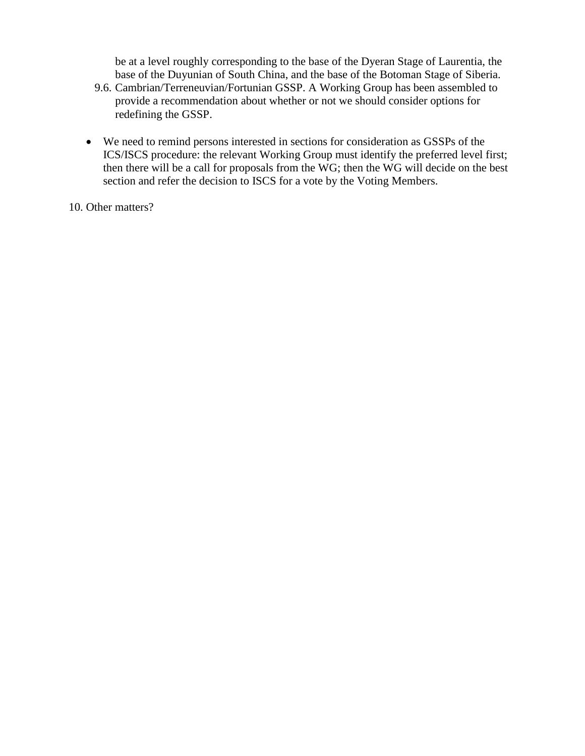be at a level roughly corresponding to the base of the Dyeran Stage of Laurentia, the base of the Duyunian of South China, and the base of the Botoman Stage of Siberia.

9.6. Cambrian/Terreneuvian/Fortunian GSSP. A Working Group has been assembled to provide a recommendation about whether or not we should consider options for redefining the GSSP.

- We need to remind persons interested in sections for consideration as GSSPs of the ICS/ISCS procedure: the relevant Working Group must identify the preferred level first; then there will be a call for proposals from the WG; then the WG will decide on the best section and refer the decision to ISCS for a vote by the Voting Members.

10. Other matters?